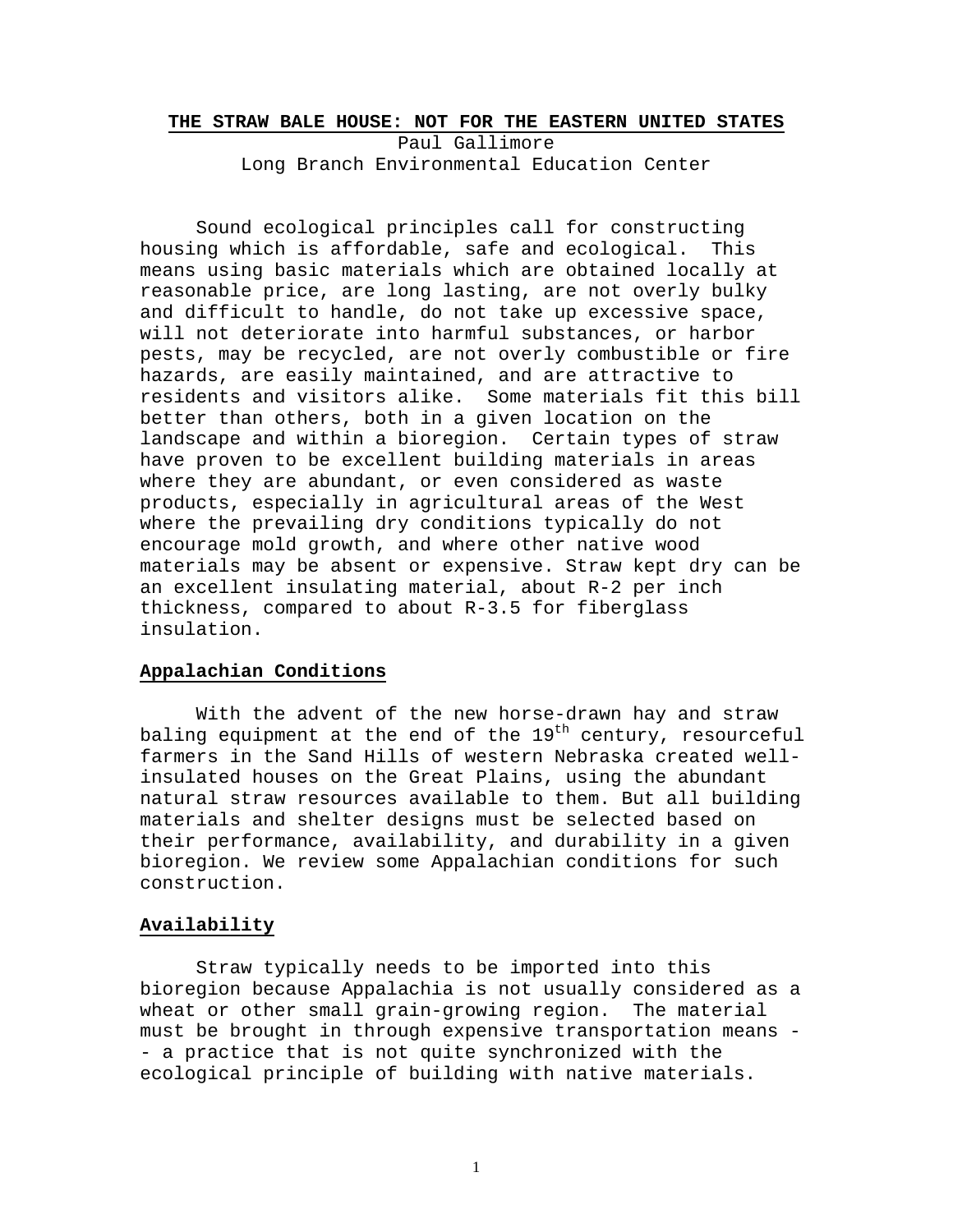# THE STRAW BALE HOUSE: NOT FOR THE EASTERN UNITED STATES

Paul Gallimore
Long Branch Environmental Education Center

Sound ecological principles call for constructing housing which is affordable, safe and ecological. This means using basic materials which are obtained locally at reasonable price, are long lasting, are not overly bulky and difficult to handle, do not take up excessive space, will not deteriorate into harmful substances, or harbor pests, may be recycled, are not overly combustible or fire hazards, are easily maintained, and are attractive to residents and visitors alike. Some materials fit this bill better than others, both in a given location on the landscape and within a bioregion. Certain types of straw have proven to be excellent building materials in areas where they are abundant, or even considered as waste products, especially in agricultural areas of the West where the prevailing dry conditions typically do not encourage mold growth, and where other native wood materials may be absent or expensive. Straw kept dry can be an excellent insulating material, about R-2 per inch thickness, compared to about R-3.5 for fiberglass insulation.

## Appalachian Conditions

With the advent of the new horse-drawn hay and straw baling equipment at the end of the 19th century, resourceful farmers in the Sand Hills of western Nebraska created well-insulated houses on the Great Plains, using the abundant natural straw resources available to them. But all building materials and shelter designs must be selected based on their performance, availability, and durability in a given bioregion. We review some Appalachian conditions for such construction.

## Availability

Straw typically needs to be imported into this bioregion because Appalachia is not usually considered as a wheat or other small grain-growing region. The material must be brought in through expensive transportation means -- a practice that is not quite synchronized with the ecological principle of building with native materials.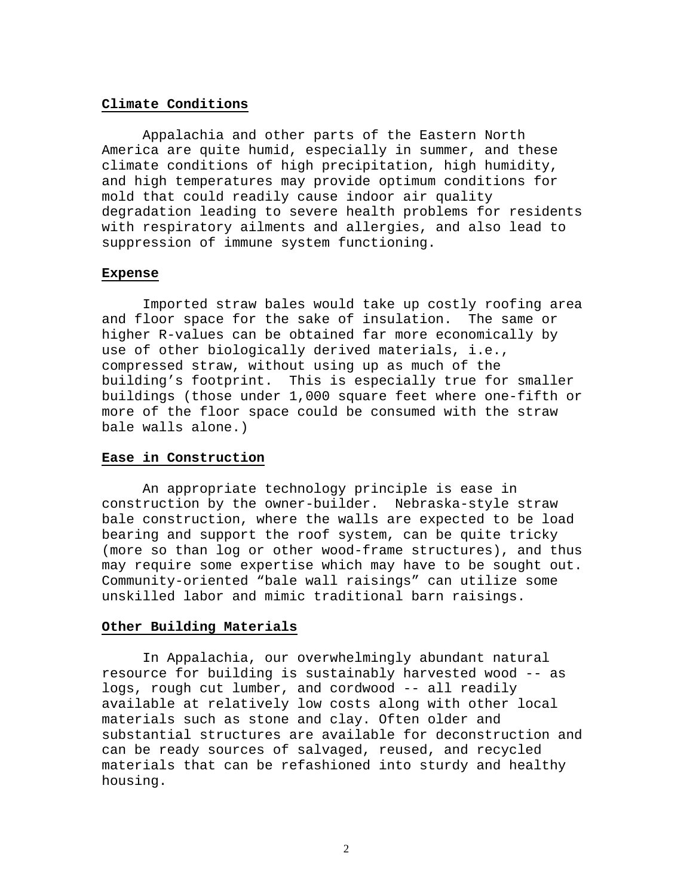## Climate Conditions

Appalachia and other parts of the Eastern North America are quite humid, especially in summer, and these climate conditions of high precipitation, high humidity, and high temperatures may provide optimum conditions for mold that could readily cause indoor air quality degradation leading to severe health problems for residents with respiratory ailments and allergies, and also lead to suppression of immune system functioning.

## Expense

Imported straw bales would take up costly roofing area and floor space for the sake of insulation. The same or higher R-values can be obtained far more economically by use of other biologically derived materials, i.e., compressed straw, without using up as much of the building's footprint. This is especially true for smaller buildings (those under 1,000 square feet where one-fifth or more of the floor space could be consumed with the straw bale walls alone.)

## Ease in Construction

An appropriate technology principle is ease in construction by the owner-builder. Nebraska-style straw bale construction, where the walls are expected to be load bearing and support the roof system, can be quite tricky (more so than log or other wood-frame structures), and thus may require some expertise which may have to be sought out. Community-oriented "bale wall raisings" can utilize some unskilled labor and mimic traditional barn raisings.

## Other Building Materials

In Appalachia, our overwhelmingly abundant natural resource for building is sustainably harvested wood -- as logs, rough cut lumber, and cordwood -- all readily available at relatively low costs along with other local materials such as stone and clay. Often older and substantial structures are available for deconstruction and can be ready sources of salvaged, reused, and recycled materials that can be refashioned into sturdy and healthy housing.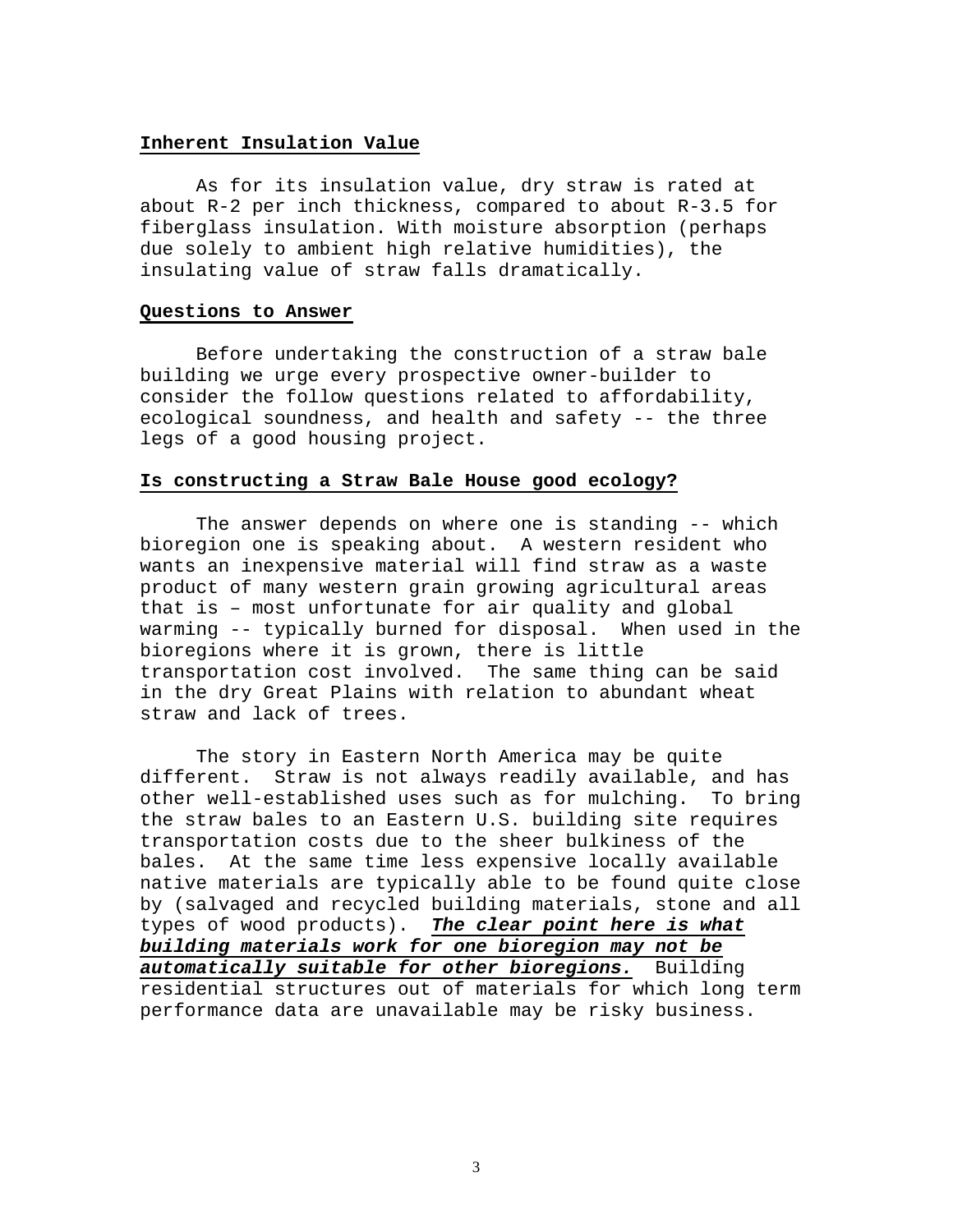**Inherent Insulation Value**

As for its insulation value, dry straw is rated at about R-2 per inch thickness, compared to about R-3.5 for fiberglass insulation. With moisture absorption (perhaps due solely to ambient high relative humidities), the insulating value of straw falls dramatically.

**Questions to Answer**

Before undertaking the construction of a straw bale building we urge every prospective owner-builder to consider the follow questions related to affordability, ecological soundness, and health and safety -- the three legs of a good housing project.

**Is constructing a Straw Bale House good ecology?**

The answer depends on where one is standing -- which bioregion one is speaking about. A western resident who wants an inexpensive material will find straw as a waste product of many western grain growing agricultural areas that is – most unfortunate for air quality and global warming -- typically burned for disposal. When used in the bioregions where it is grown, there is little transportation cost involved. The same thing can be said in the dry Great Plains with relation to abundant wheat straw and lack of trees.

The story in Eastern North America may be quite different. Straw is not always readily available, and has other well-established uses such as for mulching. To bring the straw bales to an Eastern U.S. building site requires transportation costs due to the sheer bulkiness of the bales. At the same time less expensive locally available native materials are typically able to be found quite close by (salvaged and recycled building materials, stone and all types of wood products). ***The clear point here is what building materials work for one bioregion may not be automatically suitable for other bioregions.*** Building residential structures out of materials for which long term performance data are unavailable may be risky business.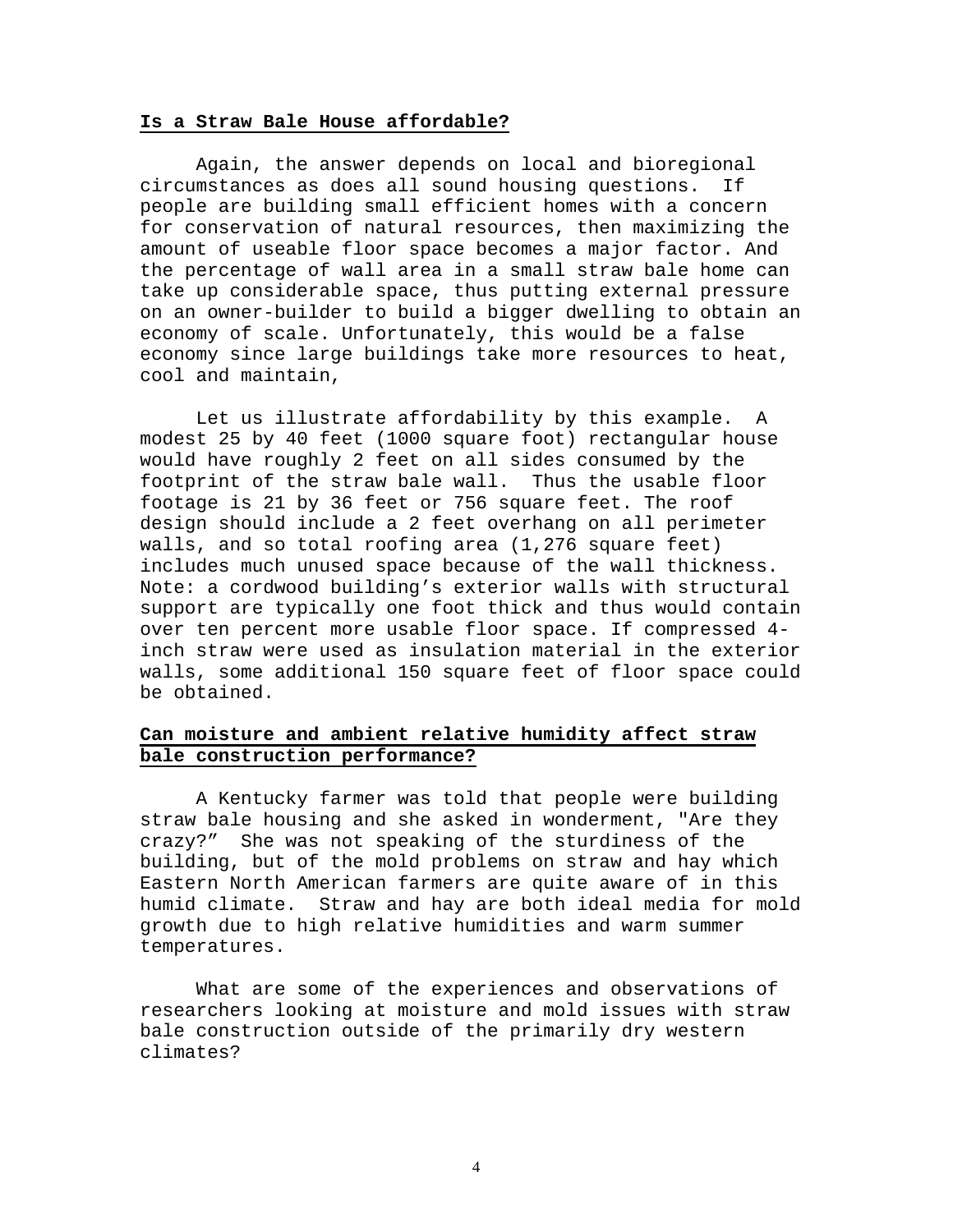**Is a Straw Bale House affordable?**

Again, the answer depends on local and bioregional circumstances as does all sound housing questions. If people are building small efficient homes with a concern for conservation of natural resources, then maximizing the amount of useable floor space becomes a major factor. And the percentage of wall area in a small straw bale home can take up considerable space, thus putting external pressure on an owner-builder to build a bigger dwelling to obtain an economy of scale. Unfortunately, this would be a false economy since large buildings take more resources to heat, cool and maintain,

Let us illustrate affordability by this example. A modest 25 by 40 feet (1000 square foot) rectangular house would have roughly 2 feet on all sides consumed by the footprint of the straw bale wall. Thus the usable floor footage is 21 by 36 feet or 756 square feet. The roof design should include a 2 feet overhang on all perimeter walls, and so total roofing area (1,276 square feet) includes much unused space because of the wall thickness. Note: a cordwood building's exterior walls with structural support are typically one foot thick and thus would contain over ten percent more usable floor space. If compressed 4-inch straw were used as insulation material in the exterior walls, some additional 150 square feet of floor space could be obtained.

**Can moisture and ambient relative humidity affect straw bale construction performance?**

A Kentucky farmer was told that people were building straw bale housing and she asked in wonderment, "Are they crazy?" She was not speaking of the sturdiness of the building, but of the mold problems on straw and hay which Eastern North American farmers are quite aware of in this humid climate. Straw and hay are both ideal media for mold growth due to high relative humidities and warm summer temperatures.

What are some of the experiences and observations of researchers looking at moisture and mold issues with straw bale construction outside of the primarily dry western climates?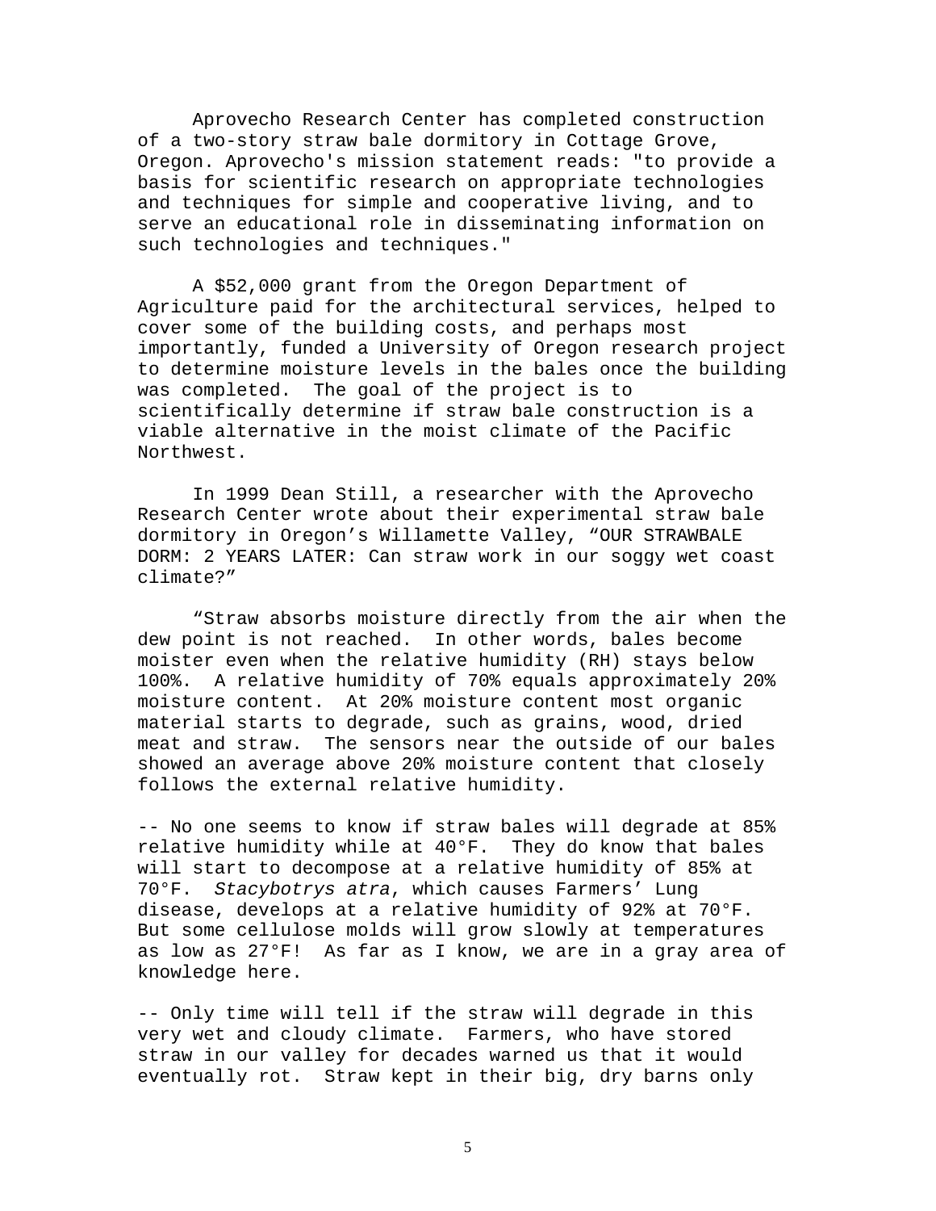Aprovecho Research Center has completed construction of a two-story straw bale dormitory in Cottage Grove, Oregon. Aprovecho's mission statement reads: "to provide a basis for scientific research on appropriate technologies and techniques for simple and cooperative living, and to serve an educational role in disseminating information on such technologies and techniques."

A $52,000 grant from the Oregon Department of Agriculture paid for the architectural services, helped to cover some of the building costs, and perhaps most importantly, funded a University of Oregon research project to determine moisture levels in the bales once the building was completed. The goal of the project is to scientifically determine if straw bale construction is a viable alternative in the moist climate of the Pacific Northwest.

In 1999 Dean Still, a researcher with the Aprovecho Research Center wrote about their experimental straw bale dormitory in Oregon's Willamette Valley, "OUR STRAWBALE DORM: 2 YEARS LATER: Can straw work in our soggy wet coast climate?"

"Straw absorbs moisture directly from the air when the dew point is not reached. In other words, bales become moister even when the relative humidity (RH) stays below 100%. A relative humidity of 70% equals approximately 20% moisture content. At 20% moisture content most organic material starts to degrade, such as grains, wood, dried meat and straw. The sensors near the outside of our bales showed an average above 20% moisture content that closely follows the external relative humidity.

-- No one seems to know if straw bales will degrade at 85% relative humidity while at 40°F. They do know that bales will start to decompose at a relative humidity of 85% at 70°F. *Stacybotrys atra*, which causes Farmers' Lung disease, develops at a relative humidity of 92% at 70°F. But some cellulose molds will grow slowly at temperatures as low as 27°F! As far as I know, we are in a gray area of knowledge here.

-- Only time will tell if the straw will degrade in this very wet and cloudy climate. Farmers, who have stored straw in our valley for decades warned us that it would eventually rot. Straw kept in their big, dry barns only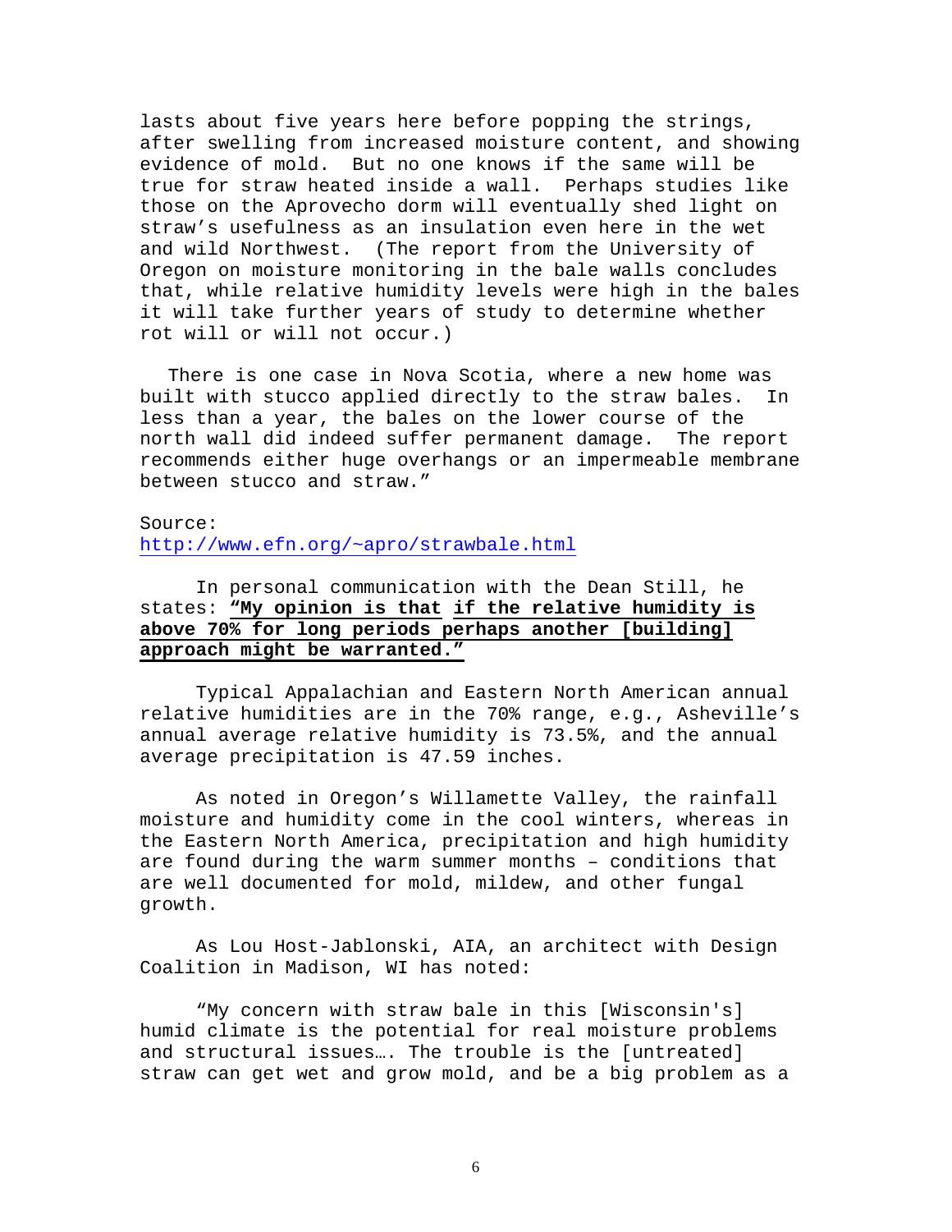lasts about five years here before popping the strings, after swelling from increased moisture content, and showing evidence of mold. But no one knows if the same will be true for straw heated inside a wall. Perhaps studies like those on the Aprovecho dorm will eventually shed light on straw's usefulness as an insulation even here in the wet and wild Northwest. (The report from the University of Oregon on moisture monitoring in the bale walls concludes that, while relative humidity levels were high in the bales it will take further years of study to determine whether rot will or will not occur.)

There is one case in Nova Scotia, where a new home was built with stucco applied directly to the straw bales. In less than a year, the bales on the lower course of the north wall did indeed suffer permanent damage. The report recommends either huge overhangs or an impermeable membrane between stucco and straw."

Source:
http://www.efn.org/~apro/strawbale.html

In personal communication with the Dean Still, he states: **"My opinion is that if the relative humidity is above 70% for long periods perhaps another [building] approach might be warranted."**

Typical Appalachian and Eastern North American annual relative humidities are in the 70% range, e.g., Asheville's annual average relative humidity is 73.5%, and the annual average precipitation is 47.59 inches.

As noted in Oregon's Willamette Valley, the rainfall moisture and humidity come in the cool winters, whereas in the Eastern North America, precipitation and high humidity are found during the warm summer months – conditions that are well documented for mold, mildew, and other fungal growth.

As Lou Host-Jablonski, AIA, an architect with Design Coalition in Madison, WI has noted:

"My concern with straw bale in this [Wisconsin's] humid climate is the potential for real moisture problems and structural issues…. The trouble is the [untreated] straw can get wet and grow mold, and be a big problem as a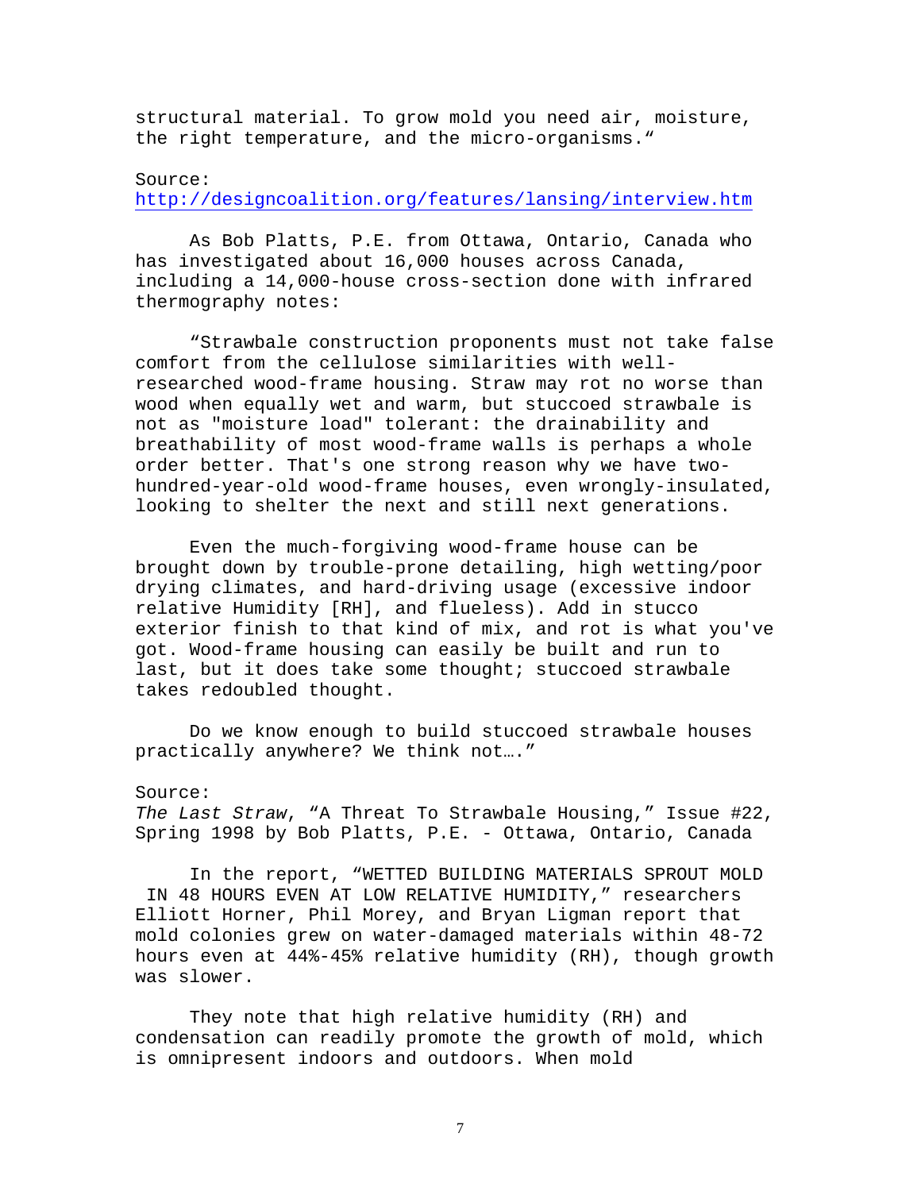structural material. To grow mold you need air, moisture, the right temperature, and the micro-organisms."

Source:
http://designcoalition.org/features/lansing/interview.htm

As Bob Platts, P.E. from Ottawa, Ontario, Canada who has investigated about 16,000 houses across Canada, including a 14,000-house cross-section done with infrared thermography notes:

"Strawbale construction proponents must not take false comfort from the cellulose similarities with well-researched wood-frame housing. Straw may rot no worse than wood when equally wet and warm, but stuccoed strawbale is not as "moisture load" tolerant: the drainability and breathability of most wood-frame walls is perhaps a whole order better. That's one strong reason why we have two-hundred-year-old wood-frame houses, even wrongly-insulated, looking to shelter the next and still next generations.

Even the much-forgiving wood-frame house can be brought down by trouble-prone detailing, high wetting/poor drying climates, and hard-driving usage (excessive indoor relative Humidity [RH], and flueless). Add in stucco exterior finish to that kind of mix, and rot is what you've got. Wood-frame housing can easily be built and run to last, but it does take some thought; stuccoed strawbale takes redoubled thought.

Do we know enough to build stuccoed strawbale houses practically anywhere? We think not…."

Source:
*The Last Straw*, "A Threat To Strawbale Housing," Issue #22, Spring 1998 by Bob Platts, P.E. - Ottawa, Ontario, Canada

In the report, "WETTED BUILDING MATERIALS SPROUT MOLD IN 48 HOURS EVEN AT LOW RELATIVE HUMIDITY," researchers Elliott Horner, Phil Morey, and Bryan Ligman report that mold colonies grew on water-damaged materials within 48-72 hours even at 44%-45% relative humidity (RH), though growth was slower.

They note that high relative humidity (RH) and condensation can readily promote the growth of mold, which is omnipresent indoors and outdoors. When mold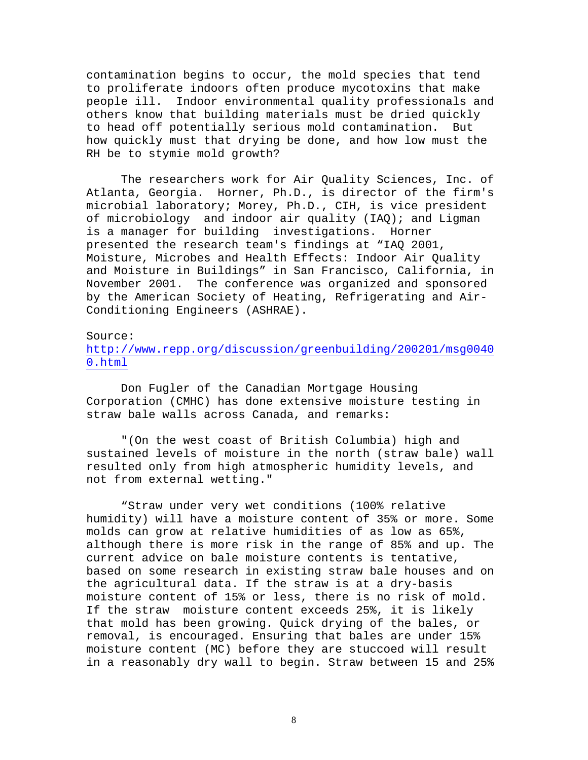contamination begins to occur, the mold species that tend to proliferate indoors often produce mycotoxins that make people ill. Indoor environmental quality professionals and others know that building materials must be dried quickly to head off potentially serious mold contamination. But how quickly must that drying be done, and how low must the RH be to stymie mold growth?

The researchers work for Air Quality Sciences, Inc. of Atlanta, Georgia. Horner, Ph.D., is director of the firm's microbial laboratory; Morey, Ph.D., CIH, is vice president of microbiology and indoor air quality (IAQ); and Ligman is a manager for building investigations. Horner presented the research team's findings at "IAQ 2001, Moisture, Microbes and Health Effects: Indoor Air Quality and Moisture in Buildings" in San Francisco, California, in November 2001. The conference was organized and sponsored by the American Society of Heating, Refrigerating and Air-Conditioning Engineers (ASHRAE).

Source:
[http://www.repp.org/discussion/greenbuilding/200201/msg00400.html](http://www.repp.org/discussion/greenbuilding/200201/msg00400.html)

Don Fugler of the Canadian Mortgage Housing Corporation (CMHC) has done extensive moisture testing in straw bale walls across Canada, and remarks:

"(On the west coast of British Columbia) high and sustained levels of moisture in the north (straw bale) wall resulted only from high atmospheric humidity levels, and not from external wetting."

"Straw under very wet conditions (100% relative humidity) will have a moisture content of 35% or more. Some molds can grow at relative humidities of as low as 65%, although there is more risk in the range of 85% and up. The current advice on bale moisture contents is tentative, based on some research in existing straw bale houses and on the agricultural data. If the straw is at a dry-basis moisture content of 15% or less, there is no risk of mold. If the straw moisture content exceeds 25%, it is likely that mold has been growing. Quick drying of the bales, or removal, is encouraged. Ensuring that bales are under 15% moisture content (MC) before they are stuccoed will result in a reasonably dry wall to begin. Straw between 15 and 25%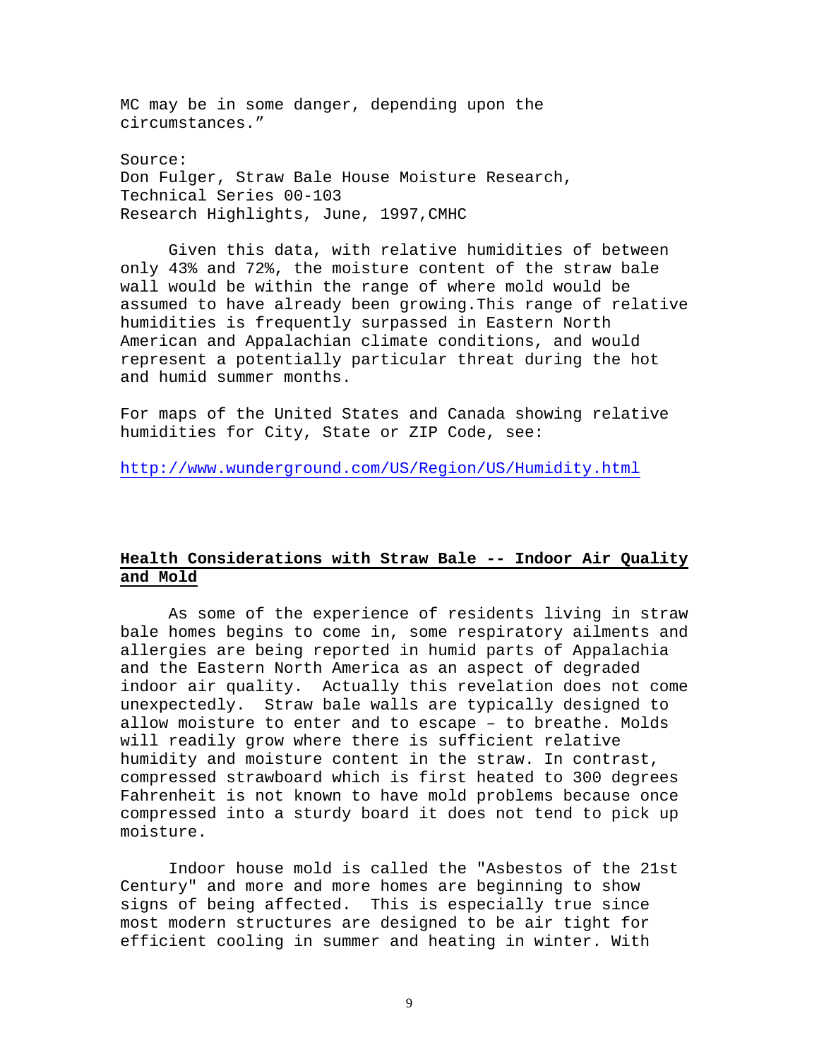MC may be in some danger, depending upon the circumstances.”

Source:
Don Fulger, Straw Bale House Moisture Research,
Technical Series 00-103
Research Highlights, June, 1997,CMHC

Given this data, with relative humidities of between only 43% and 72%, the moisture content of the straw bale wall would be within the range of where mold would be assumed to have already been growing.This range of relative humidities is frequently surpassed in Eastern North American and Appalachian climate conditions, and would represent a potentially particular threat during the hot and humid summer months.

For maps of the United States and Canada showing relative humidities for City, State or ZIP Code, see:

http://www.wunderground.com/US/Region/US/Humidity.html

## Health Considerations with Straw Bale -- Indoor Air Quality and Mold

As some of the experience of residents living in straw bale homes begins to come in, some respiratory ailments and allergies are being reported in humid parts of Appalachia and the Eastern North America as an aspect of degraded indoor air quality. Actually this revelation does not come unexpectedly. Straw bale walls are typically designed to allow moisture to enter and to escape – to breathe. Molds will readily grow where there is sufficient relative humidity and moisture content in the straw. In contrast, compressed strawboard which is first heated to 300 degrees Fahrenheit is not known to have mold problems because once compressed into a sturdy board it does not tend to pick up moisture.

Indoor house mold is called the "Asbestos of the 21st Century" and more and more homes are beginning to show signs of being affected. This is especially true since most modern structures are designed to be air tight for efficient cooling in summer and heating in winter. With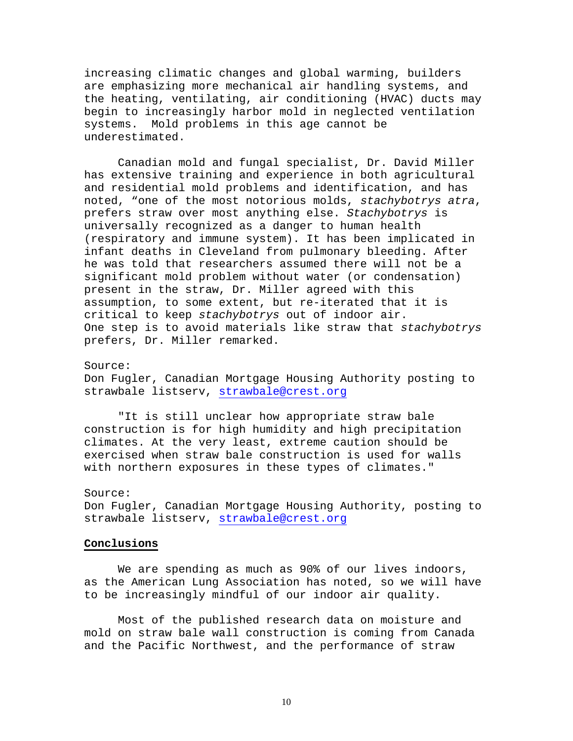increasing climatic changes and global warming, builders are emphasizing more mechanical air handling systems, and the heating, ventilating, air conditioning (HVAC) ducts may begin to increasingly harbor mold in neglected ventilation systems. Mold problems in this age cannot be underestimated.

Canadian mold and fungal specialist, Dr. David Miller has extensive training and experience in both agricultural and residential mold problems and identification, and has noted, "one of the most notorious molds, *stachybotrys atra*, prefers straw over most anything else. *Stachybotrys* is universally recognized as a danger to human health (respiratory and immune system). It has been implicated in infant deaths in Cleveland from pulmonary bleeding. After he was told that researchers assumed there will not be a significant mold problem without water (or condensation) present in the straw, Dr. Miller agreed with this assumption, to some extent, but re-iterated that it is critical to keep *stachybotrys* out of indoor air. One step is to avoid materials like straw that *stachybotrys* prefers, Dr. Miller remarked.

Source:
Don Fugler, Canadian Mortgage Housing Authority posting to strawbale listserv, strawbale@crest.org

"It is still unclear how appropriate straw bale construction is for high humidity and high precipitation climates. At the very least, extreme caution should be exercised when straw bale construction is used for walls with northern exposures in these types of climates."

Source:
Don Fugler, Canadian Mortgage Housing Authority, posting to strawbale listserv, strawbale@crest.org

**Conclusions**

We are spending as much as 90% of our lives indoors, as the American Lung Association has noted, so we will have to be increasingly mindful of our indoor air quality.

Most of the published research data on moisture and mold on straw bale wall construction is coming from Canada and the Pacific Northwest, and the performance of straw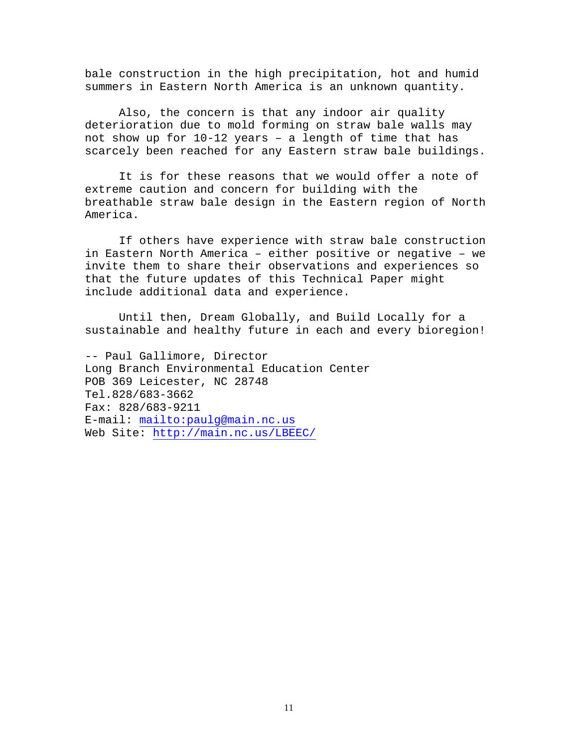bale construction in the high precipitation, hot and humid summers in Eastern North America is an unknown quantity.

Also, the concern is that any indoor air quality deterioration due to mold forming on straw bale walls may not show up for 10-12 years – a length of time that has scarcely been reached for any Eastern straw bale buildings.

It is for these reasons that we would offer a note of extreme caution and concern for building with the breathable straw bale design in the Eastern region of North America.

If others have experience with straw bale construction in Eastern North America – either positive or negative – we invite them to share their observations and experiences so that the future updates of this Technical Paper might include additional data and experience.

Until then, Dream Globally, and Build Locally for a sustainable and healthy future in each and every bioregion!

-- Paul Gallimore, Director  
Long Branch Environmental Education Center  
POB 369 Leicester, NC 28748  
Tel.828/683-3662  
Fax: 828/683-9211  
E-mail: mailto:paulg@main.nc.us  
Web Site: http://main.nc.us/LBEEC/